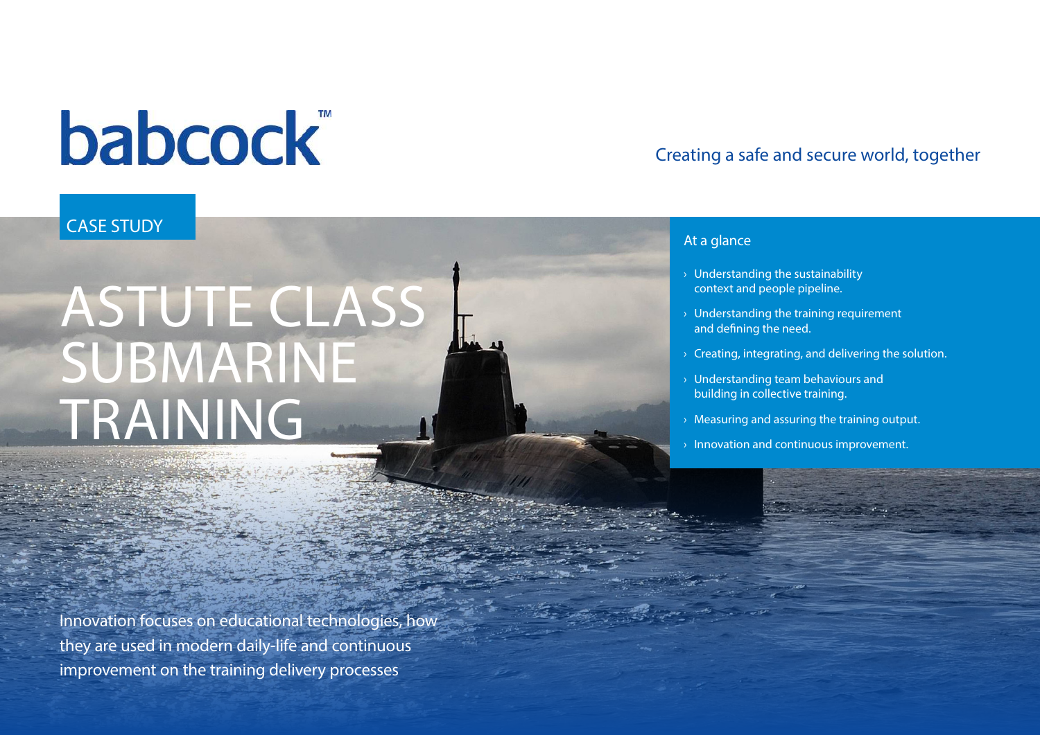babcock™

Creating a safe and secure world, together

CASE STUDY

# ASTUTE CLASS SUBMARINE TRAINING

## At a glance

- Understanding the sustainability context and people pipeline.
- Understanding the training requirement and defining the need.
- Creating, integrating, and delivering the solution.
- Understanding team behaviours and building in collective training.
- Measuring and assuring the training output.
- Innovation and continuous improvement.

Innovation focuses on educational technologies, how they are used in modern daily-life and continuous improvement on the training delivery processes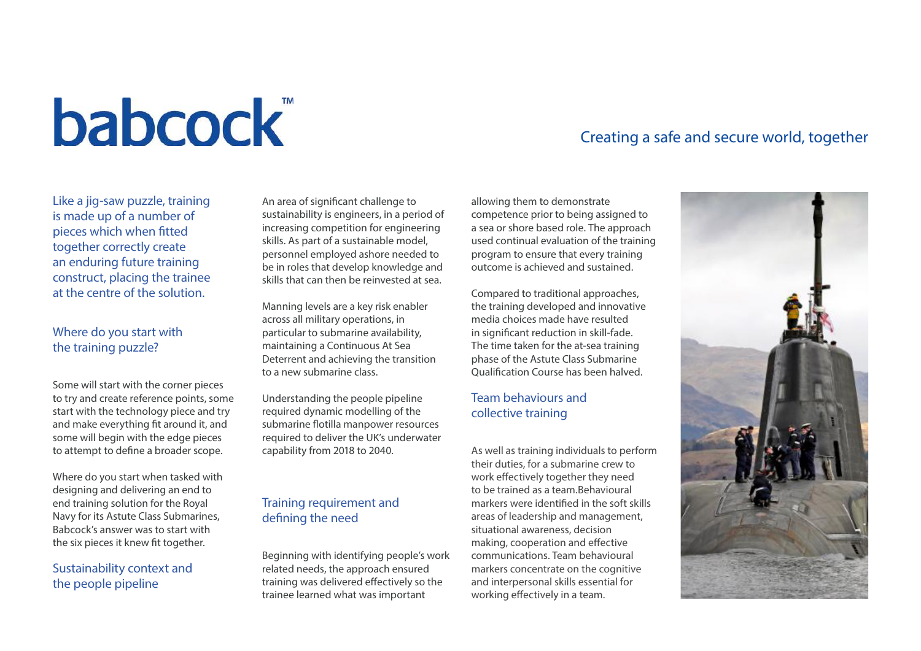# babcock™

Creating a safe and secure world, together

Like a jig-saw puzzle, training is made up of a number of pieces which when fitted together correctly create an enduring future training construct, placing the trainee at the centre of the solution.

## Where do you start with the training puzzle?

Some will start with the corner pieces to try and create reference points, some start with the technology piece and try and make everything fit around it, and some will begin with the edge pieces to attempt to define a broader scope.

Where do you start when tasked with designing and delivering an end to end training solution for the Royal Navy for its Astute Class Submarines, Babcock's answer was to start with the six pieces it knew fit together.

## Sustainability context and the people pipeline

An area of significant challenge to sustainability is engineers, in a period of increasing competition for engineering skills. As part of a sustainable model, personnel employed ashore needed to be in roles that develop knowledge and skills that can then be reinvested at sea.

Manning levels are a key risk enabler across all military operations, in particular to submarine availability, maintaining a Continuous At Sea Deterrent and achieving the transition to a new submarine class.

Understanding the people pipeline required dynamic modelling of the submarine flotilla manpower resources required to deliver the UK's underwater capability from 2018 to 2040.

## Training requirement and defining the need

Beginning with identifying people's work related needs, the approach ensured training was delivered effectively so the trainee learned what was important allowing them to demonstrate competence prior to being assigned to a sea or shore based role. The approach used continual evaluation of the training program to ensure that every training outcome is achieved and sustained.

Compared to traditional approaches, the training developed and innovative media choices made have resulted in significant reduction in skill-fade. The time taken for the at-sea training phase of the Astute Class Submarine Qualification Course has been halved.

## Team behaviours and collective training

As well as training individuals to perform their duties, for a submarine crew to work effectively together they need to be trained as a team.Behavioural markers were identified in the soft skills areas of leadership and management, situational awareness, decision making, cooperation and effective communications. Team behavioural markers concentrate on the cognitive and interpersonal skills essential for working effectively in a team.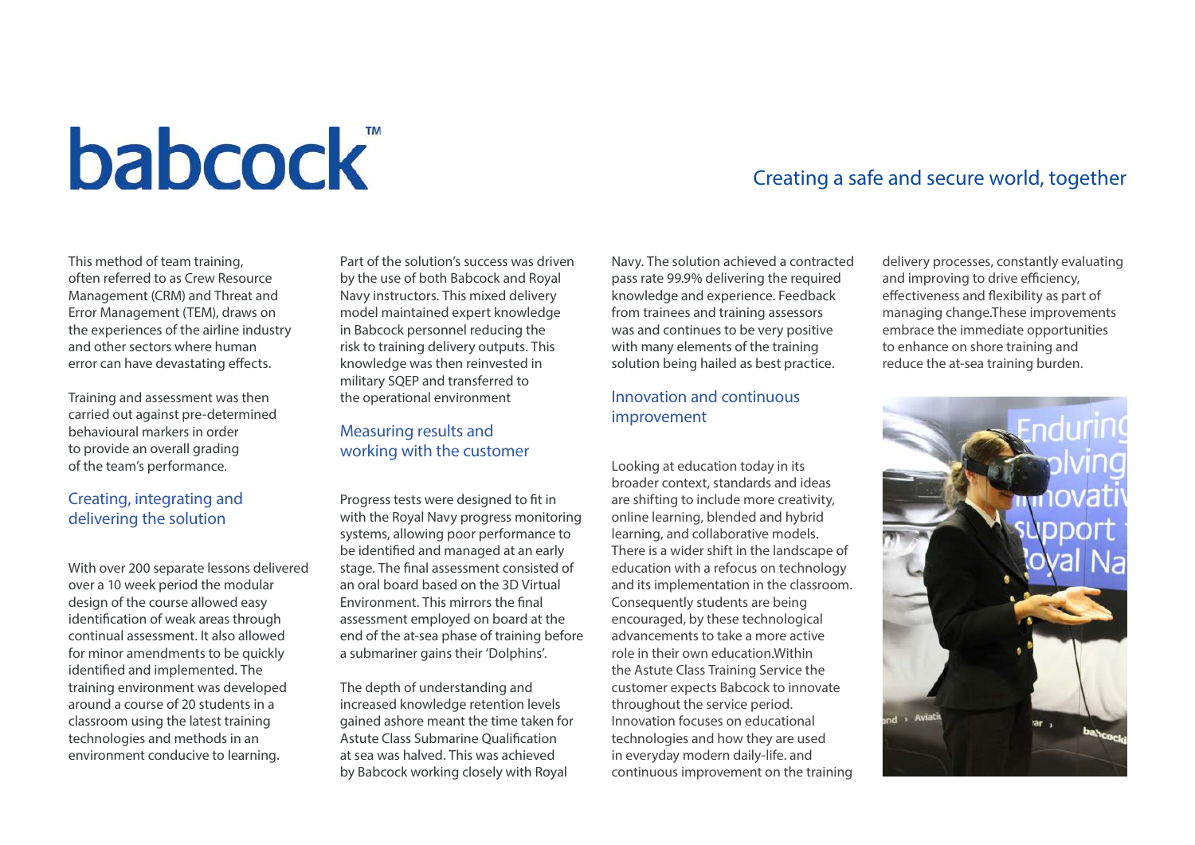This method of team training, often referred to as Crew Resource Management (CRM) and Threat and Error Management (TEM), draws on the experiences of the airline industry and other sectors where human error can have devastating effects.

Training and assessment was then carried out against pre-determined behavioural markers in order to provide an overall grading of the team's performance.

## Creating, integrating and delivering the solution

With over 200 separate lessons delivered over a 10 week period the modular design of the course allowed easy identification of weak areas through continual assessment. It also allowed for minor amendments to be quickly identified and implemented. The training environment was developed around a course of 20 students in a classroom using the latest training technologies and methods in an environment conducive to learning.

Part of the solution's success was driven by the use of both Babcock and Royal Navy instructors. This mixed delivery model maintained expert knowledge in Babcock personnel reducing the risk to training delivery outputs. This knowledge was then reinvested in military SQEP and transferred to the operational environment

## Measuring results and working with the customer

Progress tests were designed to fit in with the Royal Navy progress monitoring systems, allowing poor performance to be identified and managed at an early stage. The final assessment consisted of an oral board based on the 3D Virtual Environment. This mirrors the final assessment employed on board at the end of the at-sea phase of training before a submariner gains their 'Dolphins'.

The depth of understanding and increased knowledge retention levels gained ashore meant the time taken for Astute Class Submarine Qualification at sea was halved. This was achieved by Babcock working closely with Royal Navy. The solution achieved a contracted pass rate 99.9% delivering the required knowledge and experience. Feedback from trainees and training assessors was and continues to be very positive with many elements of the training solution being hailed as best practice.

## Innovation and continuous improvement

Looking at education today in its broader context, standards and ideas are shifting to include more creativity, online learning, blended and hybrid learning, and collaborative models. There is a wider shift in the landscape of education with a refocus on technology and its implementation in the classroom. Consequently students are being encouraged, by these technological advancements to take a more active role in their own education.Within the Astute Class Training Service the customer expects Babcock to innovate throughout the service period. Innovation focuses on educational technologies and how they are used in everyday modern daily-life. and continuous improvement on the training delivery processes, constantly evaluating and improving to drive efficiency, effectiveness and flexibility as part of managing change.These improvements embrace the immediate opportunities to enhance on shore training and reduce the at-sea training burden.